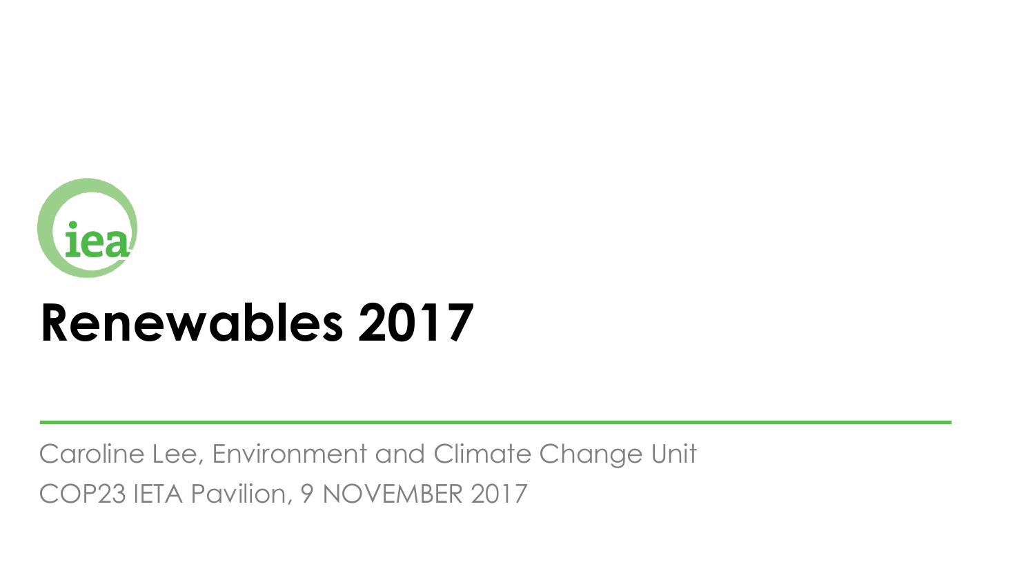# Renewables 2017

Caroline Lee, Environment and Climate Change Unit

COP23 IETA Pavilion, 9 NOVEMBER 2017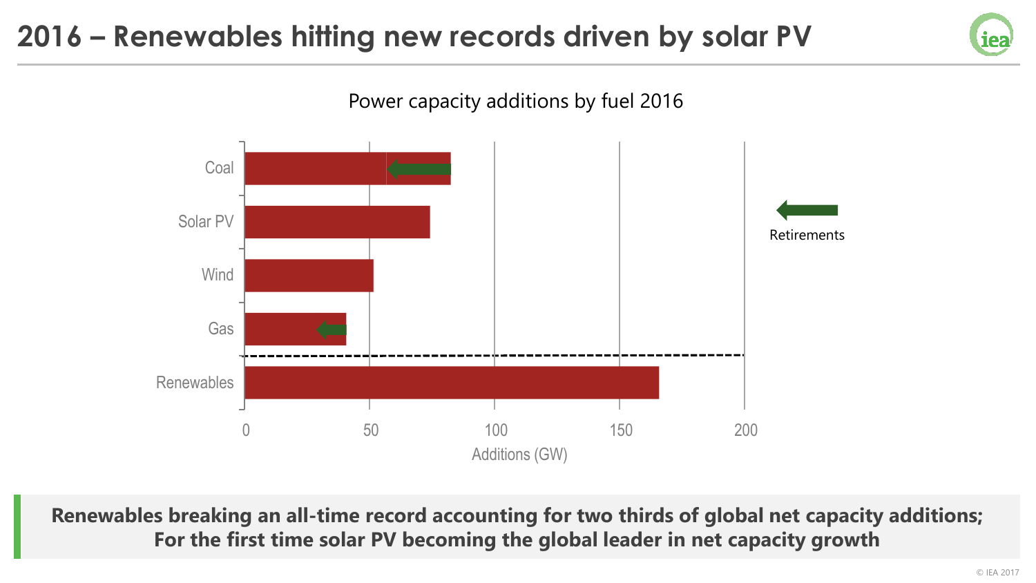# 2016 – Renewables hitting new records driven by solar PV

Power capacity additions by fuel 2016

| Fuel | Additions (GW) |
|---|---|
| Coal | ~83 (retirements ~26) |
| Solar PV | ~74 |
| Wind | ~52 |
| Gas | ~41 (retirements ~10) |
| Renewables | ~166 |

Additions (GW)

Retirements

**Renewables breaking an all-time record accounting for two thirds of global net capacity additions;**
**For the first time solar PV becoming the global leader in net capacity growth**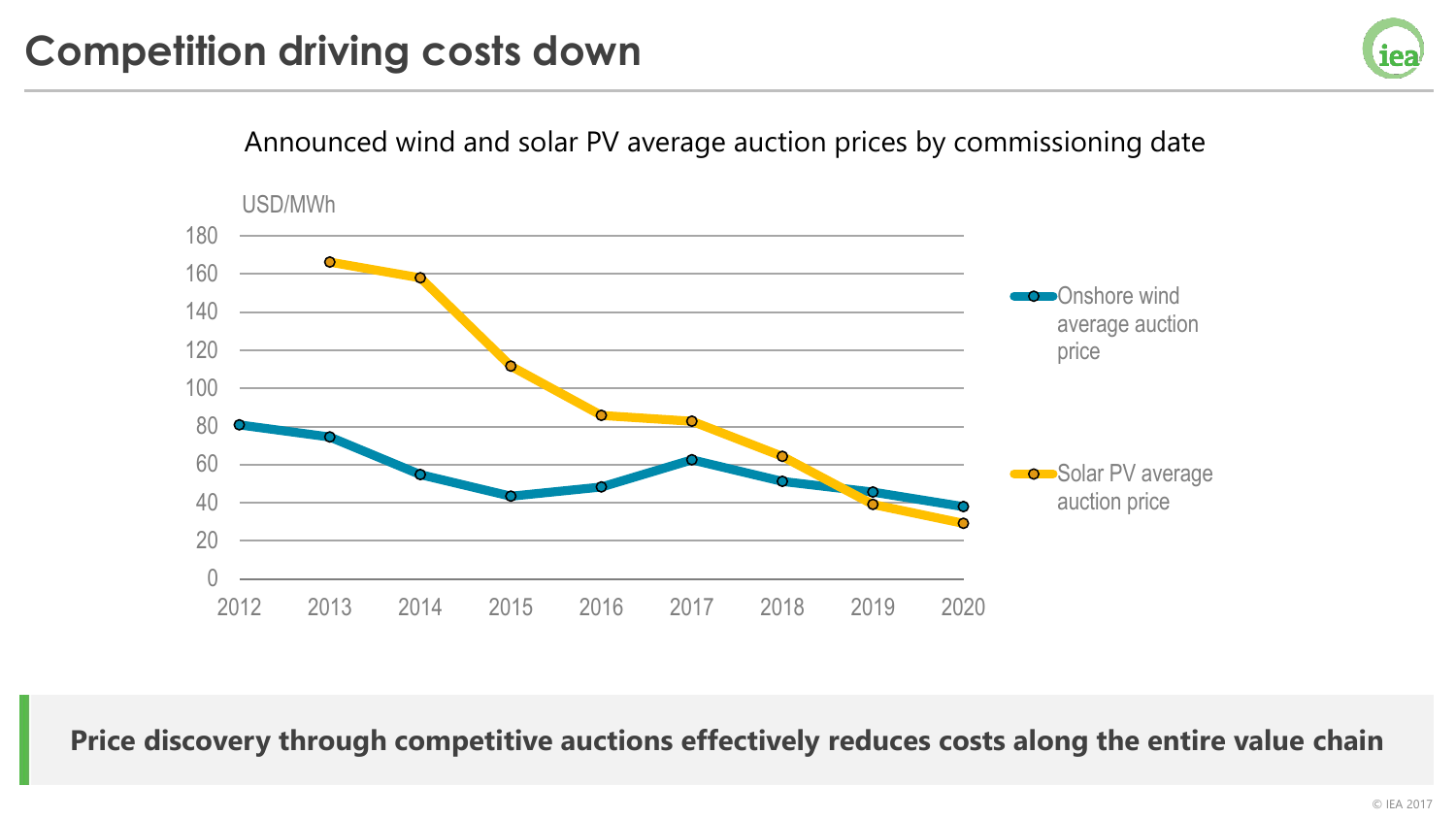# Competition driving costs down

Announced wind and solar PV average auction prices by commissioning date

USD/MWh

| Year | Onshore wind average auction price | Solar PV average auction price |
|---|---|---|
| 2012 | 81 | |
| 2013 | 75 | 166 |
| 2014 | 55 | 158 |
| 2015 | 44 | 112 |
| 2016 | 49 | 86 |
| 2017 | 63 | 83 |
| 2018 | 52 | 65 |
| 2019 | 46 | 40 |
| 2020 | 38 | 30 |

**Price discovery through competitive auctions effectively reduces costs along the entire value chain**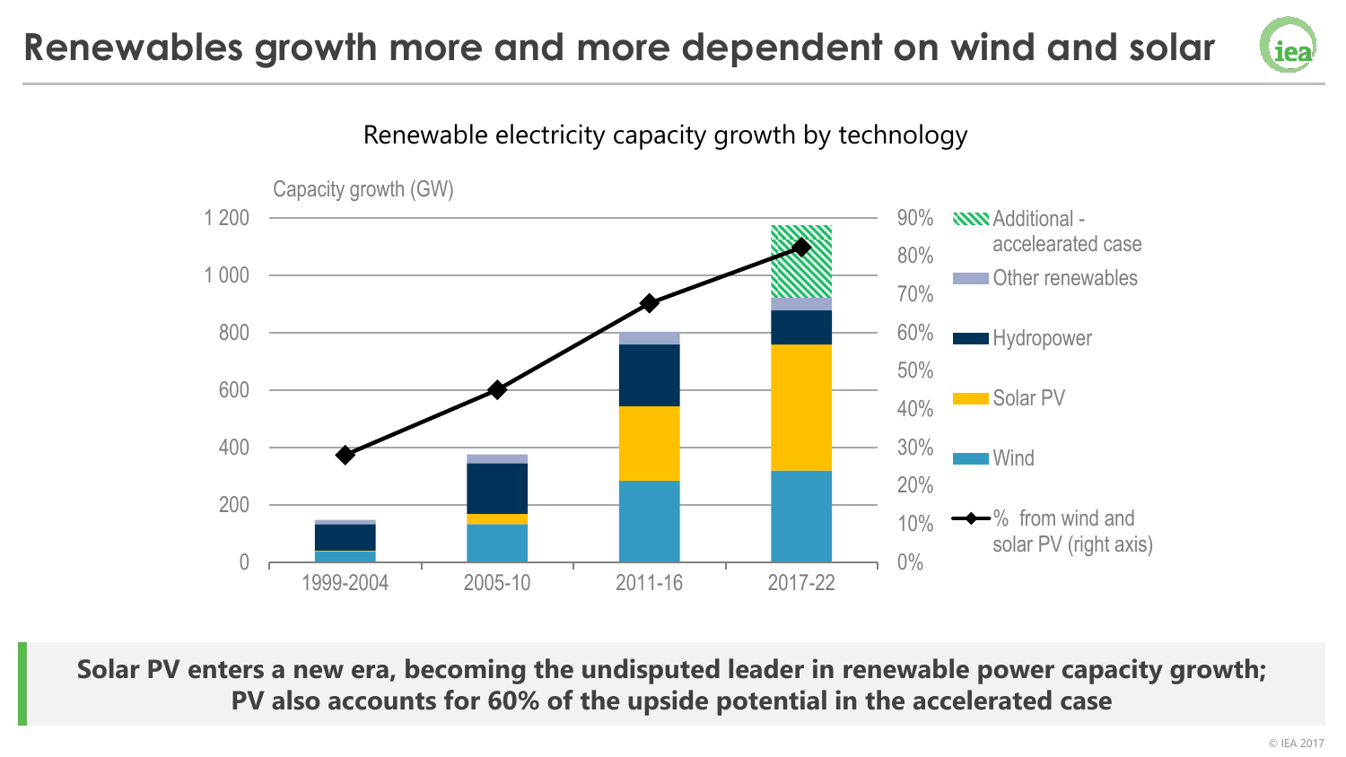# Renewables growth more and more dependent on wind and solar

Renewable electricity capacity growth by technology

Capacity growth (GW)

1 200
1 000
800
600
400
200
0

1999-2004 2005-10 2011-16 2017-22

90%
80%
70%
60%
50%
40%
30%
20%
10%
0%

Additional - accelearated case
Other renewables
Hydropower
Solar PV
Wind
% from wind and solar PV (right axis)

**Solar PV enters a new era, becoming the undisputed leader in renewable power capacity growth; PV also accounts for 60% of the upside potential in the accelerated case**

© IEA 2017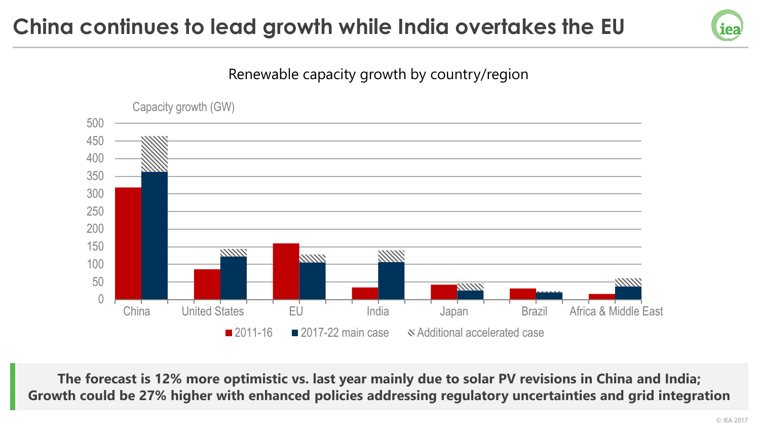# China continues to lead growth while India overtakes the EU

Renewable capacity growth by country/region

Capacity growth (GW)

| | 2011-16 | 2017-22 main case | Additional accelerated case |
|---|---|---|---|
| China | | | |
| United States | | | |
| EU | | | |
| India | | | |
| Japan | | | |
| Brazil | | | |
| Africa & Middle East | | | |

**The forecast is 12% more optimistic vs. last year mainly due to solar PV revisions in China and India; Growth could be 27% higher with enhanced policies addressing regulatory uncertainties and grid integration**

© IEA 2017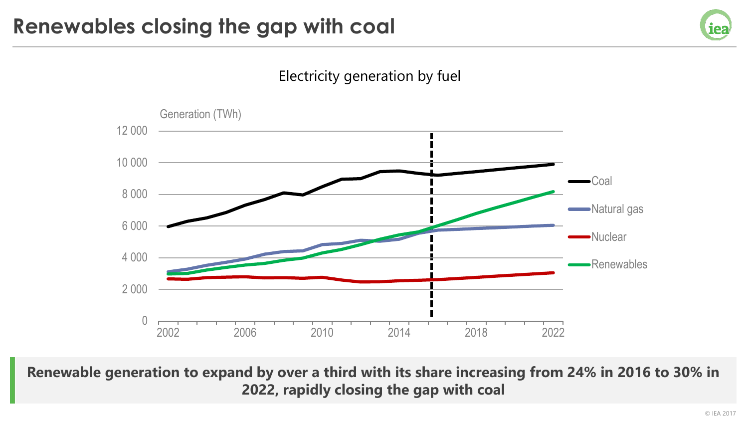# Renewables closing the gap with coal

Electricity generation by fuel

Generation (TWh)

**Renewable generation to expand by over a third with its share increasing from 24% in 2016 to 30% in 2022, rapidly closing the gap with coal**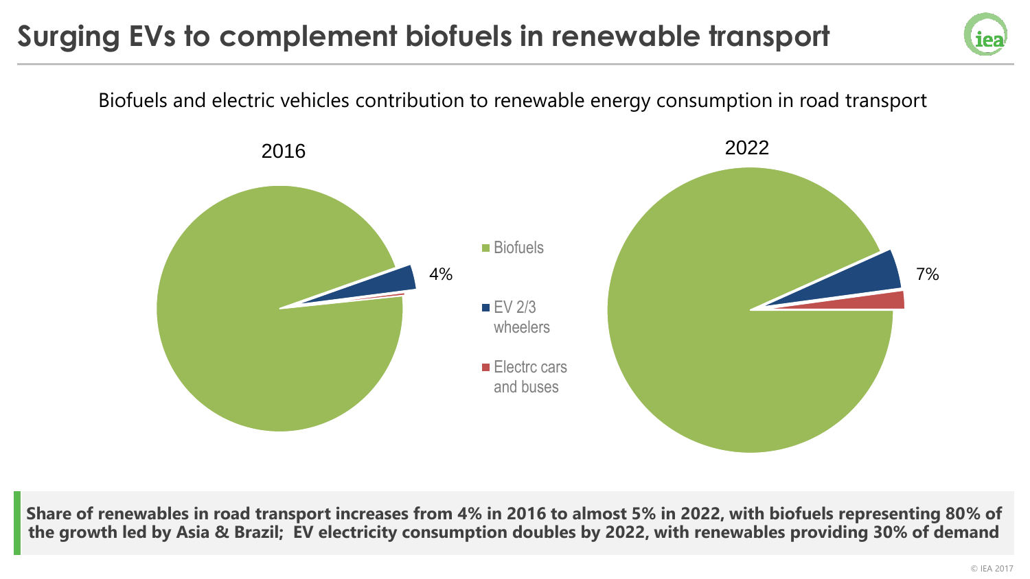# Surging EVs to complement biofuels in renewable transport

Biofuels and electric vehicles contribution to renewable energy consumption in road transport

2016

4%

2022

7%

- Biofuels
- EV 2/3 wheelers
- Electrc cars and buses

**Share of renewables in road transport increases from 4% in 2016 to almost 5% in 2022, with biofuels representing 80% of the growth led by Asia & Brazil; EV electricity consumption doubles by 2022, with renewables providing 30% of demand**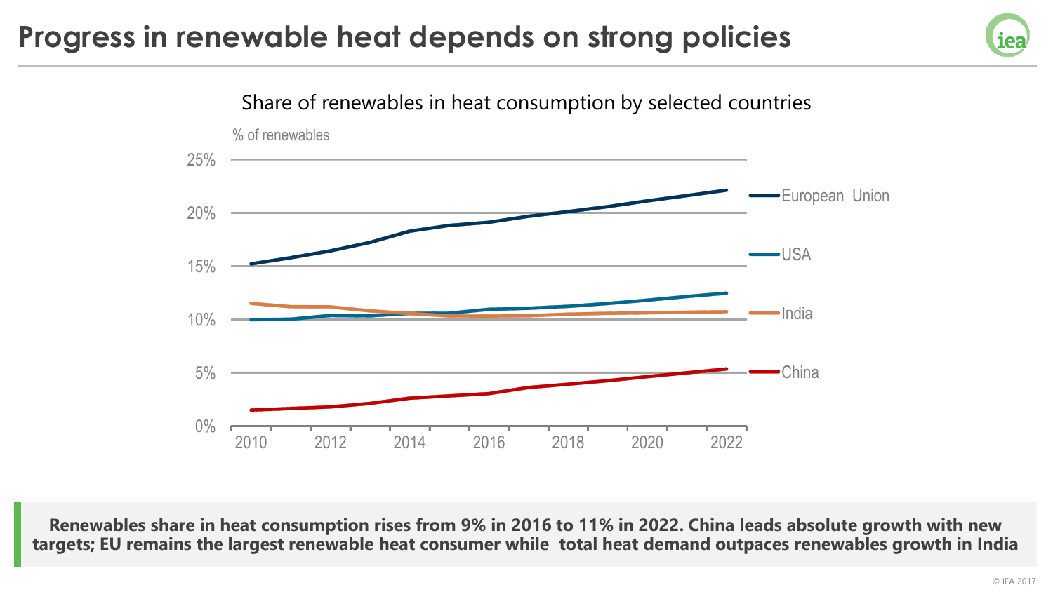# Progress in renewable heat depends on strong policies

Share of renewables in heat consumption by selected countries

% of renewables

25%
20%
15%
10%
5%
0%

2010 2012 2014 2016 2018 2020 2022

European Union
USA
India
China

**Renewables share in heat consumption rises from 9% in 2016 to 11% in 2022. China leads absolute growth with new targets; EU remains the largest renewable heat consumer while total heat demand outpaces renewables growth in India**

© IEA 2017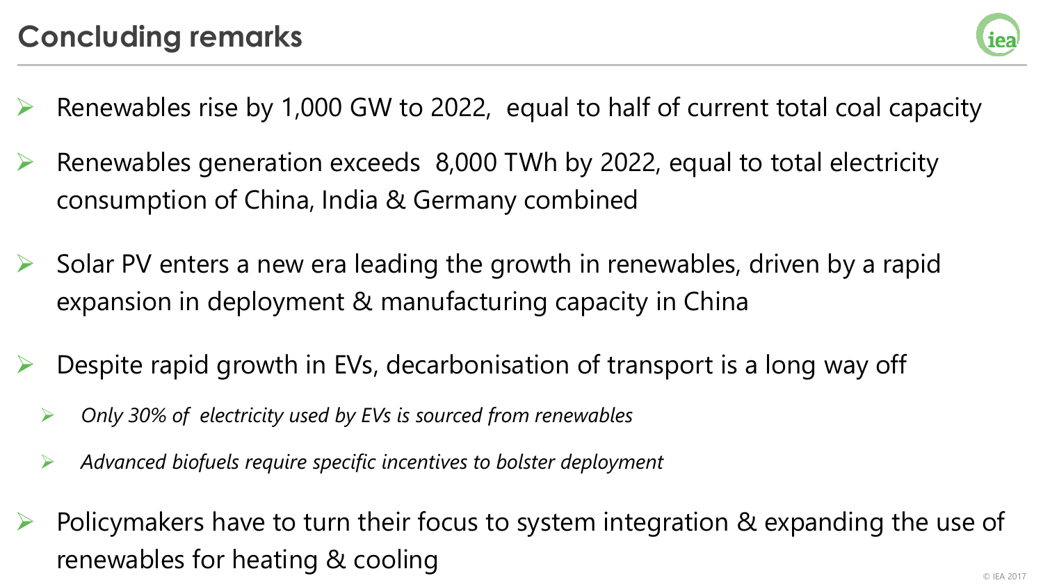# Concluding remarks

- Renewables rise by 1,000 GW to 2022,  equal to half of current total coal capacity
- Renewables generation exceeds  8,000 TWh by 2022, equal to total electricity consumption of China, India & Germany combined
- Solar PV enters a new era leading the growth in renewables, driven by a rapid expansion in deployment & manufacturing capacity in China
- Despite rapid growth in EVs, decarbonisation of transport is a long way off
  - *Only 30% of  electricity used by EVs is sourced from renewables*
  - *Advanced biofuels require specific incentives to bolster deployment*
- Policymakers have to turn their focus to system integration & expanding the use of renewables for heating & cooling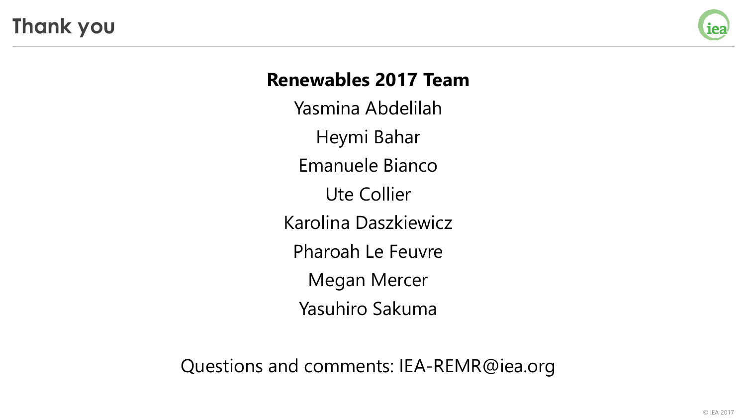# Thank you

**Renewables 2017 Team**

Yasmina Abdelilah

Heymi Bahar

Emanuele Bianco

Ute Collier

Karolina Daszkiewicz

Pharoah Le Feuvre

Megan Mercer

Yasuhiro Sakuma

Questions and comments: IEA-REMR@iea.org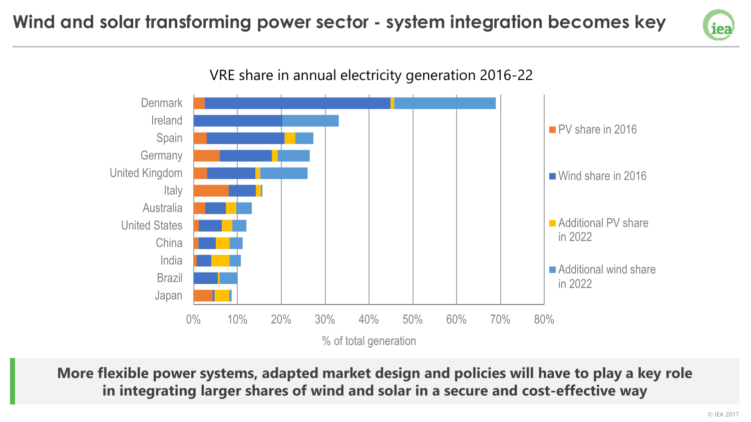# Wind and solar transforming power sector - system integration becomes key

VRE share in annual electricity generation 2016-22

Denmark
Ireland
Spain
Germany
United Kingdom
Italy
Australia
United States
China
India
Brazil
Japan

0%
10%
20%
30%
40%
50%
60%
70%
80%

% of total generation

PV share in 2016

Wind share in 2016

Additional PV share in 2022

Additional wind share in 2022

**More flexible power systems, adapted market design and policies will have to play a key role in integrating larger shares of wind and solar in a secure and cost-effective way**

© IEA 2017